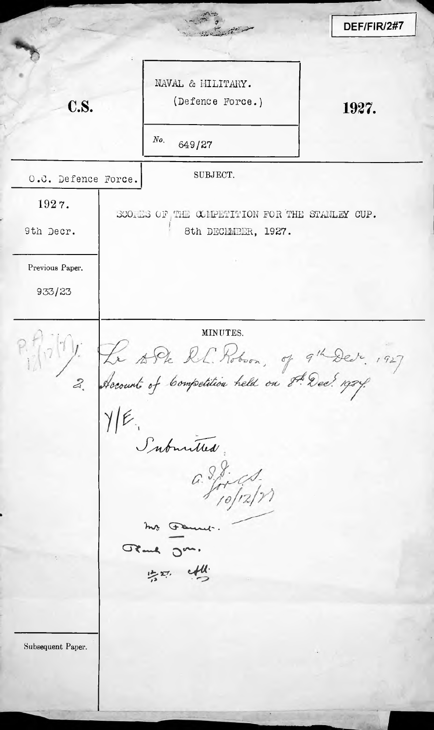DEF/FIR/2#7

**C.S.**

NAVAL & MILITARY.
(Defence Force.)

No. 649/27

**1927.**

| O.C. Defence Force. | SUBJECT. |
|---|---|
| 1927. | SCORES OF THE COMPETITION FOR THE STANLEY CUP. |
| 9th Decr. | 8th DECEMBER, 1927. |
| Previous Paper. | |
| 933/23 | |

MINUTES.

P.A. 12/12/27. Le A.Pte R.L. Robson, of 9th Decr. 1927

2. Account of Competition held on 8th Decr 1927.

Y/E.

Submitted

A.J. for C.S.
10/12/27

Mr. Fennel.

Thank you.

12/12. (initials)

Subsequent Paper.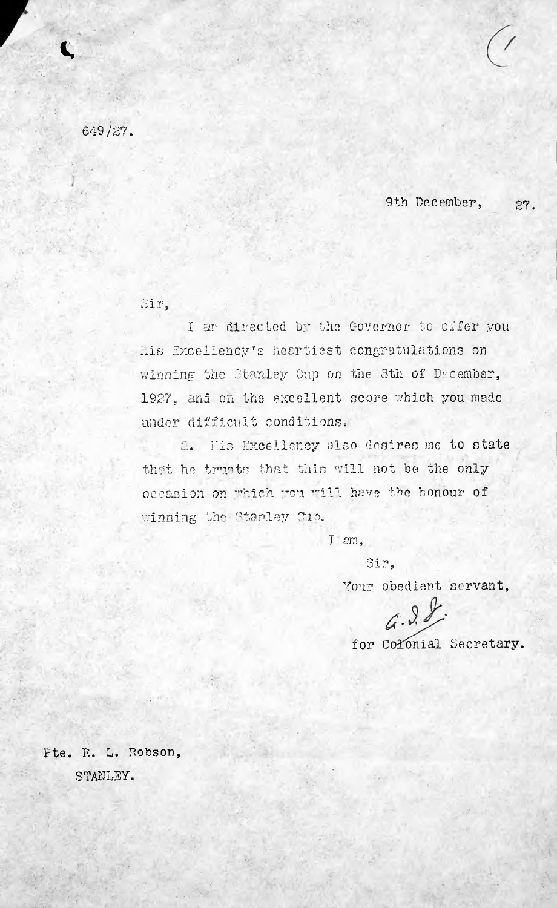649/27.

9th December, 27.

Sir,

I am directed by the Governor to offer you His Excellency's heartiest congratulations on winning the Stanley Cup on the 8th of December, 1927, and on the excellent score which you made under difficult conditions.

2. His Excellency also desires me to state that he trusts that this will not be the only occasion on which you will have the honour of winning the Stanley Cup.

I am,

Sir,

Your obedient servant,

G.S.S.

for Colonial Secretary.

Pte. R. L. Robson,

STANLEY.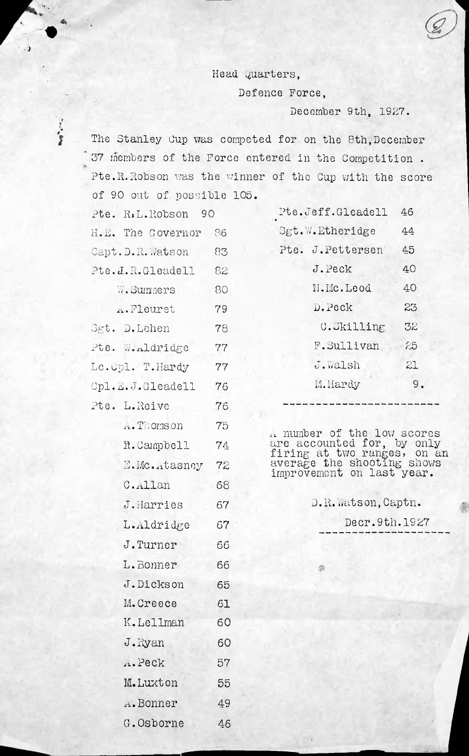Head Quarters,

Defence Force,

December 9th, 1927.

The Stanley Cup was competed for on the 8th, December 37 members of the Force entered in the Competition. Pte. R. Robson was the winner of the Cup with the score of 90 out of possible 105.

| | |
|---|---|
| Pte. R.L. Robson | 90 |
| H.E. The Governor | 86 |
| Capt. D.R. Watson | 83 |
| Pte. J.R. Gleadell | 82 |
| W. Summers | 80 |
| A. Fleuret | 79 |
| Sgt. D. Lehen | 78 |
| Pte. W. Aldridge | 77 |
| Lc. Cpl. T. Hardy | 77 |
| Cpl. E.J. Gleadell | 76 |
| Pte. L. Reive | 76 |
| A. Thomson | 75 |
| R. Campbell | 74 |
| E. Mc. Atasney | 72 |
| C. Allan | 68 |
| J. Harries | 67 |
| L. Aldridge | 67 |
| J. Turner | 66 |
| L. Bonner | 66 |
| J. Dickson | 65 |
| M. Creece | 61 |
| K. Lellman | 60 |
| J. Ryan | 60 |
| A. Peck | 57 |
| M. Luxton | 55 |
| A. Bonner | 49 |
| G. Osborne | 46 |
| Pte. Jeff. Gleadell | 46 |
| Sgt. W. Etheridge | 44 |
| Pte. J. Pettersen | 45 |
| J. Peck | 40 |
| N. Mc. Leod | 40 |
| D. Peck | 23 |
| C. Skilling | 32 |
| F. Sullivan | 25 |
| J. Walsh | 21 |
| M. Hardy | 9. |

A number of the low scores are accounted for, by only firing at two ranges, on an average the shooting shows improvement on last year.

D.R. Watson, Captn.

Decr. 9th. 1927